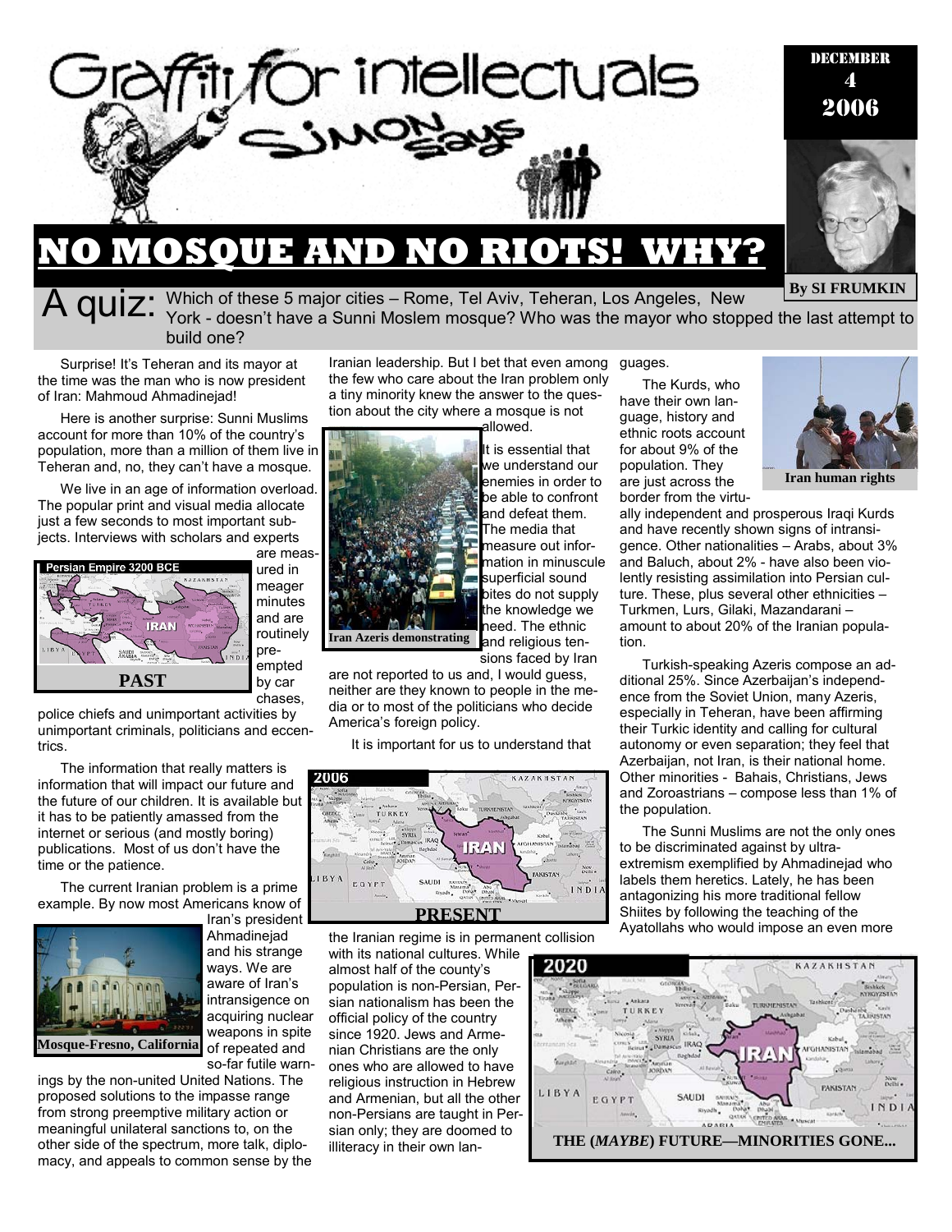# Graffiti for intellectuals

## Simon Says

DECEMBER 4 2006

By SI FRUMKIN

# NO MOSQUE AND NO RIOTS! WHY?

**A quiz:** Which of these 5 major cities – Rome, Tel Aviv, Teheran, Los Angeles, New York - doesn't have a Sunni Moslem mosque? Who was the mayor who stopped the last attempt to build one?

Surprise! It's Teheran and its mayor at the time was the man who is now president of Iran: Mahmoud Ahmadinejad!

Here is another surprise: Sunni Muslims account for more than 10% of the country's population, more than a million of them live in Teheran and, no, they can't have a mosque.

We live in an age of information overload. The popular print and visual media allocate just a few seconds to most important subjects. Interviews with scholars and experts are measured in meager minutes and are routinely preempted by car chases, police chiefs and unimportant activities by unimportant criminals, politicians and eccentrics.

Persian Empire 3200 BCE

PAST

The information that really matters is information that will impact our future and the future of our children. It is available but it has to be patiently amassed from the internet or serious (and mostly boring) publications. Most of us don't have the time or the patience.

The current Iranian problem is a prime example. By now most Americans know of Iran's president Ahmadinejad and his strange ways. We are aware of Iran's intransigence on acquiring nuclear weapons in spite of repeated and so-far futile warnings by the non-united United Nations. The proposed solutions to the impasse range from strong preemptive military action or meaningful unilateral sanctions to, on the other side of the spectrum, more talk, diplomacy, and appeals to common sense by the Iranian leadership. But I bet that even among the few who care about the Iran problem only a tiny minority knew the answer to the question about the city where a mosque is not allowed.

Mosque-Fresno, California

It is essential that we understand our enemies in order to be able to confront and defeat them. The media that measure out information in minuscule superficial sound bites do not supply the knowledge we need. The ethnic and religious tensions faced by Iran are not reported to us and, I would guess, neither are they known to people in the media or to most of the politicians who decide America's foreign policy.

Iran Azeris demonstrating

It is important for us to understand that the Iranian regime is in permanent collision with its national cultures. While almost half of the county's population is non-Persian, Persian nationalism has been the official policy of the country since 1920. Jews and Armenian Christians are the only ones who are allowed to have religious instruction in Hebrew and Armenian, but all the other non-Persians are taught in Persian only; they are doomed to illiteracy in their own languages.

2006

PRESENT

The Kurds, who have their own language, history and ethnic roots account for about 9% of the population. They are just across the border from the virtually independent and prosperous Iraqi Kurds and have recently shown signs of intransigence. Other nationalities – Arabs, about 3% and Baluch, about 2% - have also been violently resisting assimilation into Persian culture. These, plus several other ethnicities – Turkmen, Lurs, Gilaki, Mazandarani – amount to about 20% of the Iranian population.

Iran human rights

Turkish-speaking Azeris compose an additional 25%. Since Azerbaijan's independence from the Soviet Union, many Azeris, especially in Teheran, have been affirming their Turkic identity and calling for cultural autonomy or even separation; they feel that Azerbaijan, not Iran, is their national home. Other minorities - Bahais, Christians, Jews and Zoroastrians – compose less than 1% of the population.

The Sunni Muslims are not the only ones to be discriminated against by ultra-extremism exemplified by Ahmadinejad who labels them heretics. Lately, he has been antagonizing his more traditional fellow Shiites by following the teaching of the Ayatollahs who would impose an even more

2020

THE (*MAYBE*) FUTURE—MINORITIES GONE...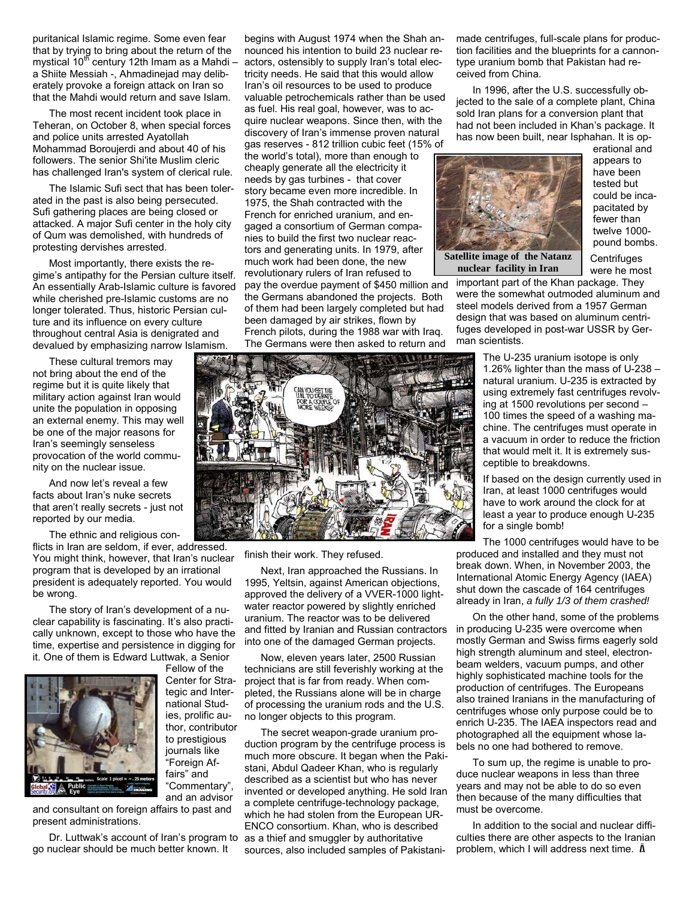puritanical Islamic regime. Some even fear that by trying to bring about the return of the mystical 10th century 12th Imam as a Mahdi – a Shiite Messiah -, Ahmadinejad may deliberately provoke a foreign attack on Iran so that the Mahdi would return and save Islam.

The most recent incident took place in Teheran, on October 8, when special forces and police units arrested Ayatollah Mohammad Boroujerdi and about 40 of his followers. The senior Shi'ite Muslim cleric has challenged Iran's system of clerical rule.

The Islamic Sufi sect that has been tolerated in the past is also being persecuted. Sufi gathering places are being closed or attacked. A major Sufi center in the holy city of Qum was demolished, with hundreds of protesting dervishes arrested.

Most importantly, there exists the regime's antipathy for the Persian culture itself. An essentially Arab-Islamic culture is favored while cherished pre-Islamic customs are no longer tolerated. Thus, historic Persian culture and its influence on every culture throughout central Asia is denigrated and devalued by emphasizing narrow Islamism.

These cultural tremors may not bring about the end of the regime but it is quite likely that military action against Iran would unite the population in opposing an external enemy. This may well be one of the major reasons for Iran's seemingly senseless provocation of the world community on the nuclear issue.

And now let's reveal a few facts about Iran's nuke secrets that aren't really secrets - just not reported by our media.

The ethnic and religious conflicts in Iran are seldom, if ever, addressed. You might think, however, that Iran's nuclear program that is developed by an irrational president is adequately reported. You would be wrong.

The story of Iran's development of a nuclear capability is fascinating. It's also practically unknown, except to those who have the time, expertise and persistence in digging for it. One of them is Edward Luttwak, a Senior Fellow of the Center for Strategic and International Studies, prolific author, contributor to prestigious journals like "Foreign Affairs" and "Commentary", and an advisor and consultant on foreign affairs to past and present administrations.

Dr. Luttwak's account of Iran's program to go nuclear should be much better known. It begins with August 1974 when the Shah announced his intention to build 23 nuclear reactors, ostensibly to supply Iran's total electricity needs. He said that this would allow Iran's oil resources to be used to produce valuable petrochemicals rather than be used as fuel. His real goal, however, was to acquire nuclear weapons. Since then, with the discovery of Iran's immense proven natural gas reserves - 812 trillion cubic feet (15% of the world's total), more than enough to cheaply generate all the electricity it needs by gas turbines - that cover story became even more incredible. In 1975, the Shah contracted with the French for enriched uranium, and engaged a consortium of German companies to build the first two nuclear reactors and generating units. In 1979, after much work had been done, the new revolutionary rulers of Iran refused to pay the overdue payment of $450 million and the Germans abandoned the projects. Both of them had been largely completed but had been damaged by air strikes, flown by French pilots, during the 1988 war with Iraq. The Germans were then asked to return and finish their work. They refused.

Next, Iran approached the Russians. In 1995, Yeltsin, against American objections, approved the delivery of a VVER-1000 light-water reactor powered by slightly enriched uranium. The reactor was to be delivered and fitted by Iranian and Russian contractors into one of the damaged German projects.

Now, eleven years later, 2500 Russian technicians are still feverishly working at the project that is far from ready. When completed, the Russians alone will be in charge of processing the uranium rods and the U.S. no longer objects to this program.

The secret weapon-grade uranium production program by the centrifuge process is much more obscure. It began when the Pakistani, Abdul Qadeer Khan, who is regularly described as a scientist but who has never invented or developed anything. He sold Iran a complete centrifuge-technology package, which he had stolen from the European URENCO consortium. Khan, who is described as a thief and smuggler by authoritative sources, also included samples of Pakistani-made centrifuges, full-scale plans for production facilities and the blueprints for a cannon-type uranium bomb that Pakistan had received from China.

In 1996, after the U.S. successfully objected to the sale of a complete plant, China sold Iran plans for a conversion plant that had not been included in Khan's package. It has now been built, near Isphahan. It is operational and appears to have been tested but could be incapacitated by fewer than twelve 1000-pound bombs.

**Satellite image of the Natanz nuclear facility in Iran**

Centrifuges were he most important part of the Khan package. They were the somewhat outmoded aluminum and steel models derived from a 1957 German design that was based on aluminum centrifuges developed in post-war USSR by German scientists.

The U-235 uranium isotope is only 1.26% lighter than the mass of U-238 – natural uranium. U-235 is extracted by using extremely fast centrifuges revolving at 1500 revolutions per second – 100 times the speed of a washing machine. The centrifuges must operate in a vacuum in order to reduce the friction that would melt it. It is extremely susceptible to breakdowns.

If based on the design currently used in Iran, at least 1000 centrifuges would have to work around the clock for at least a year to produce enough U-235 for a single bomb!

The 1000 centrifuges would have to be produced and installed and they must not break down. When, in November 2003, the International Atomic Energy Agency (IAEA) shut down the cascade of 164 centrifuges already in Iran, *a fully 1/3 of them crashed!*

On the other hand, some of the problems in producing U-235 were overcome when mostly German and Swiss firms eagerly sold high strength aluminum and steel, electron-beam welders, vacuum pumps, and other highly sophisticated machine tools for the production of centrifuges. The Europeans also trained Iranians in the manufacturing of centrifuges whose only purpose could be to enrich U-235. The IAEA inspectors read and photographed all the equipment whose labels no one had bothered to remove.

To sum up, the regime is unable to produce nuclear weapons in less than three years and may not be able to do so even then because of the many difficulties that must be overcome.

In addition to the social and nuclear difficulties there are other aspects to the Iranian problem, which I will address next time.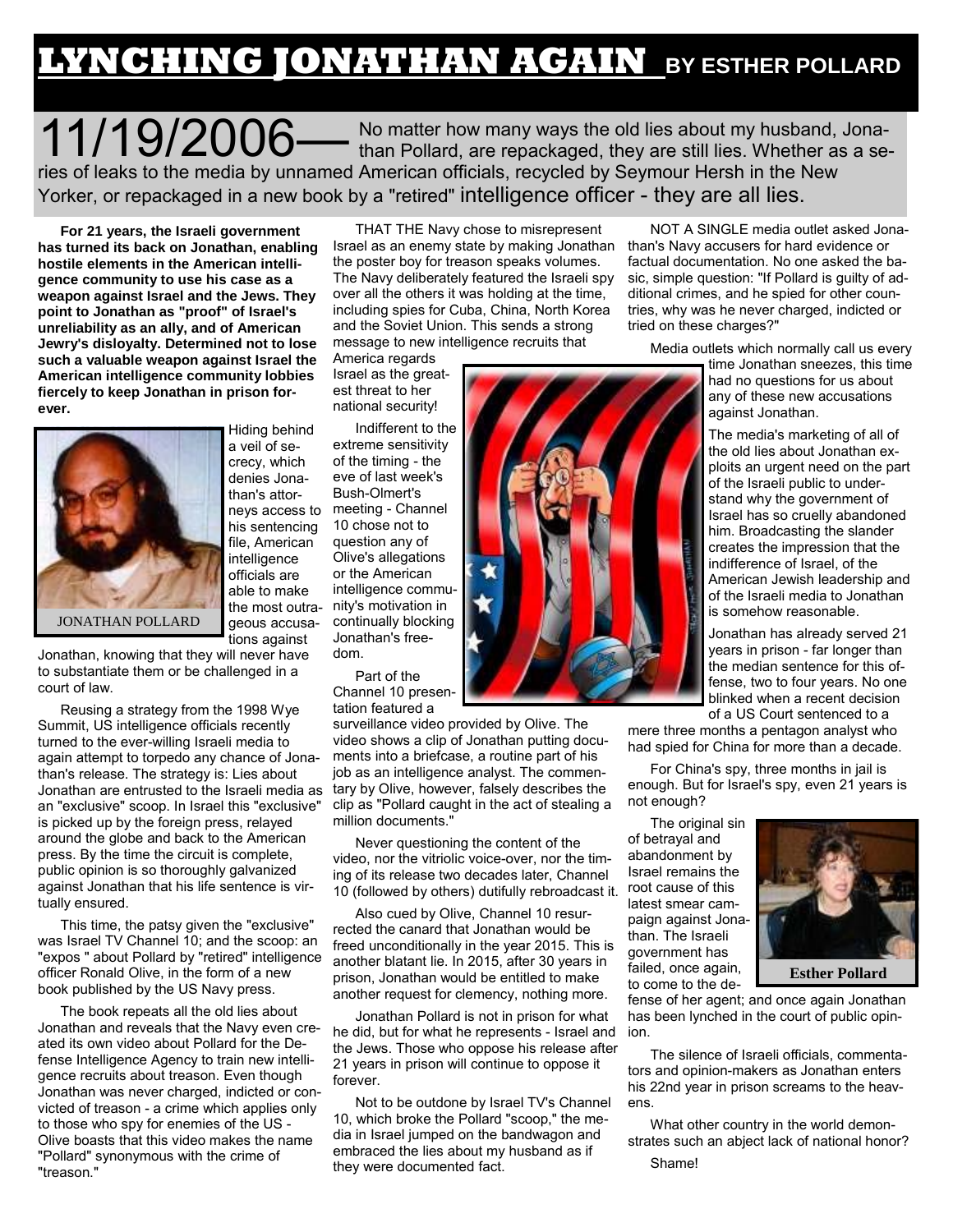# LYNCHING JONATHAN AGAIN BY ESTHER POLLARD

**11/19/2006—** No matter how many ways the old lies about my husband, Jonathan Pollard, are repackaged, they are still lies. Whether as a series of leaks to the media by unnamed American officials, recycled by Seymour Hersh in the New Yorker, or repackaged in a new book by a "retired" intelligence officer - they are all lies.

**For 21 years, the Israeli government has turned its back on Jonathan, enabling hostile elements in the American intelligence community to use his case as a weapon against Israel and the Jews. They point to Jonathan as "proof" of Israel's unreliability as an ally, and of American Jewry's disloyalty. Determined not to lose such a valuable weapon against Israel the American intelligence community lobbies fiercely to keep Jonathan in prison forever.**

JONATHAN POLLARD

Hiding behind a veil of secrecy, which denies Jonathan's attorneys access to his sentencing file, American intelligence officials are able to make the most outrageous accusations against Jonathan, knowing that they will never have to substantiate them or be challenged in a court of law.

Reusing a strategy from the 1998 Wye Summit, US intelligence officials recently turned to the ever-willing Israeli media to again attempt to torpedo any chance of Jonathan's release. The strategy is: Lies about Jonathan are entrusted to the Israeli media as an "exclusive" scoop. In Israel this "exclusive" is picked up by the foreign press, relayed around the globe and back to the American press. By the time the circuit is complete, public opinion is so thoroughly galvanized against Jonathan that his life sentence is virtually ensured.

This time, the patsy given the "exclusive" was Israel TV Channel 10; and the scoop: an "expos " about Pollard by "retired" intelligence officer Ronald Olive, in the form of a new book published by the US Navy press.

The book repeats all the old lies about Jonathan and reveals that the Navy even created its own video about Pollard for the Defense Intelligence Agency to train new intelligence recruits about treason. Even though Jonathan was never charged, indicted or convicted of treason - a crime which applies only to those who spy for enemies of the US - Olive boasts that this video makes the name "Pollard" synonymous with the crime of "treason."

THAT THE Navy chose to misrepresent Israel as an enemy state by making Jonathan the poster boy for treason speaks volumes. The Navy deliberately featured the Israeli spy over all the others it was holding at the time, including spies for Cuba, China, North Korea and the Soviet Union. This sends a strong message to new intelligence recruits that America regards Israel as the greatest threat to her national security!

Indifferent to the extreme sensitivity of the timing - the eve of last week's Bush-Olmert's meeting - Channel 10 chose not to question any of Olive's allegations or the American intelligence community's motivation in continually blocking Jonathan's freedom.

Part of the Channel 10 presentation featured a surveillance video provided by Olive. The video shows a clip of Jonathan putting documents into a briefcase, a routine part of his job as an intelligence analyst. The commentary by Olive, however, falsely describes the clip as "Pollard caught in the act of stealing a million documents."

Never questioning the content of the video, nor the vitriolic voice-over, nor the timing of its release two decades later, Channel 10 (followed by others) dutifully rebroadcast it.

Also cued by Olive, Channel 10 resurrected the canard that Jonathan would be freed unconditionally in the year 2015. This is another blatant lie. In 2015, after 30 years in prison, Jonathan would be entitled to make another request for clemency, nothing more.

Jonathan Pollard is not in prison for what he did, but for what he represents - Israel and the Jews. Those who oppose his release after 21 years in prison will continue to oppose it forever.

Not to be outdone by Israel TV's Channel 10, which broke the Pollard "scoop," the media in Israel jumped on the bandwagon and embraced the lies about my husband as if they were documented fact.

NOT A SINGLE media outlet asked Jonathan's Navy accusers for hard evidence or factual documentation. No one asked the basic, simple question: "If Pollard is guilty of additional crimes, and he spied for other countries, why was he never charged, indicted or tried on these charges?"

Media outlets which normally call us every time Jonathan sneezes, this time had no questions for us about any of these new accusations against Jonathan.

The media's marketing of all of the old lies about Jonathan exploits an urgent need on the part of the Israeli public to understand why the government of Israel has so cruelly abandoned him. Broadcasting the slander creates the impression that the indifference of Israel, of the American Jewish leadership and of the Israeli media to Jonathan is somehow reasonable.

Jonathan has already served 21 years in prison - far longer than the median sentence for this offense, two to four years. No one blinked when a recent decision of a US Court sentenced to a mere three months a pentagon analyst who had spied for China for more than a decade.

For China's spy, three months in jail is enough. But for Israel's spy, even 21 years is not enough?

The original sin of betrayal and abandonment by Israel remains the root cause of this latest smear campaign against Jonathan. The Israeli government has failed, once again, to come to the defense of her agent; and once again Jonathan has been lynched in the court of public opinion.

Esther Pollard

The silence of Israeli officials, commentators and opinion-makers as Jonathan enters his 22nd year in prison screams to the heavens.

What other country in the world demonstrates such an abject lack of national honor?

Shame!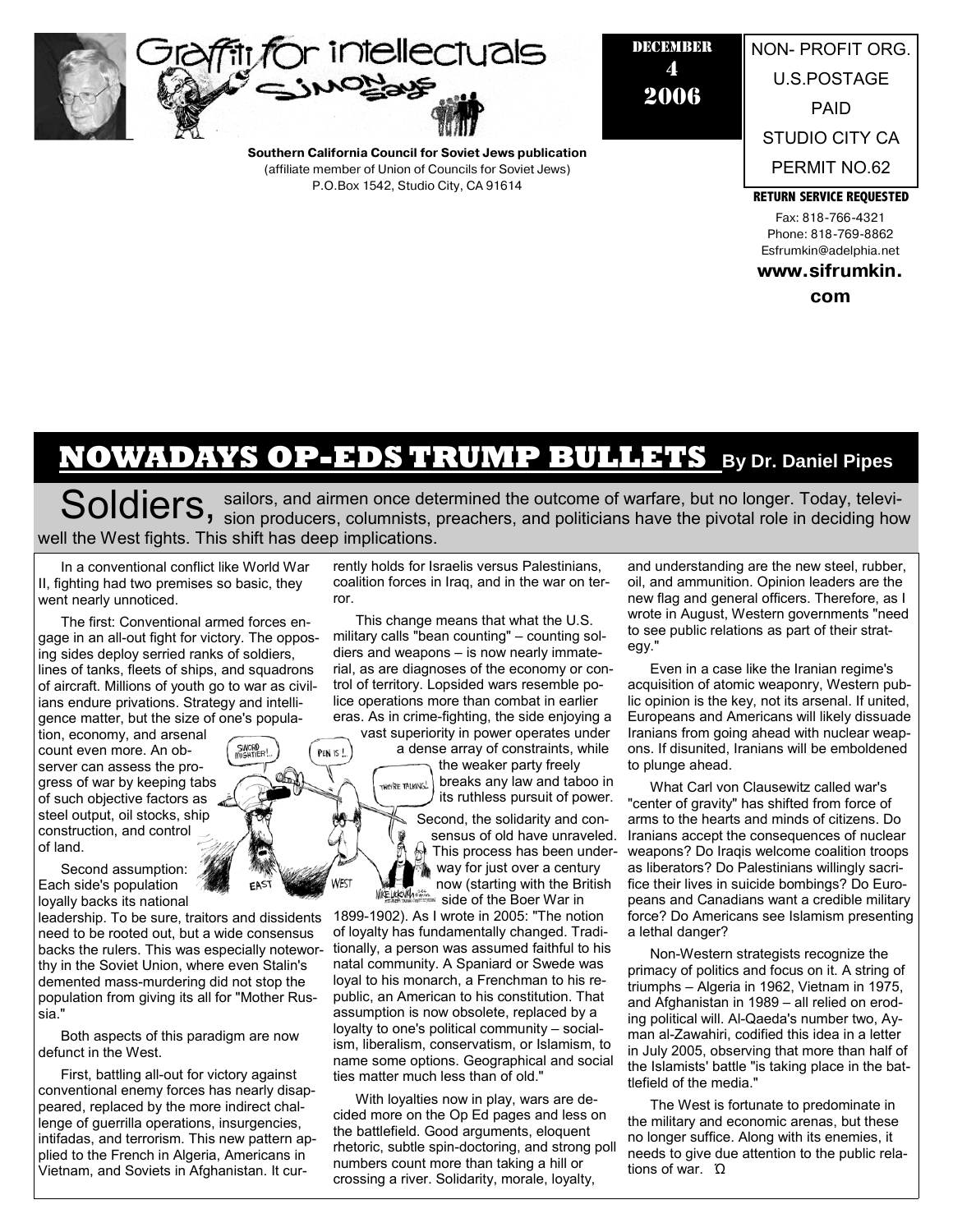# Graffiti for intellectuals

Simon Says

**Southern California Council for Soviet Jews publication**
(affiliate member of Union of Councils for Soviet Jews)
P.O.Box 1542, Studio City, CA 91614

DECEMBER 4 2006

NON- PROFIT ORG.
U.S.POSTAGE
PAID
STUDIO CITY CA
PERMIT NO.62

**RETURN SERVICE REQUESTED**

Fax: 818-766-4321
Phone: 818-769-8862
Esfrumkin@adelphia.net
**www.sifrumkin.com**

## NOWADAYS OP-EDS TRUMP BULLETS By Dr. Daniel Pipes

Soldiers, sailors, and airmen once determined the outcome of warfare, but no longer. Today, television producers, columnists, preachers, and politicians have the pivotal role in deciding how well the West fights. This shift has deep implications.

In a conventional conflict like World War II, fighting had two premises so basic, they went nearly unnoticed.

The first: Conventional armed forces engage in an all-out fight for victory. The opposing sides deploy serried ranks of soldiers, lines of tanks, fleets of ships, and squadrons of aircraft. Millions of youth go to war as civilians endure privations. Strategy and intelligence matter, but the size of one's population, economy, and arsenal count even more. An observer can assess the progress of war by keeping tabs of such objective factors as steel output, oil stocks, ship construction, and control of land.

Second assumption: Each side's population loyally backs its national leadership. To be sure, traitors and dissidents need to be rooted out, but a wide consensus backs the rulers. This was especially noteworthy in the Soviet Union, where even Stalin's demented mass-murdering did not stop the population from giving its all for "Mother Russia."

Both aspects of this paradigm are now defunct in the West.

First, battling all-out for victory against conventional enemy forces has nearly disappeared, replaced by the more indirect challenge of guerrilla operations, insurgencies, intifadas, and terrorism. This new pattern applied to the French in Algeria, Americans in Vietnam, and Soviets in Afghanistan. It currently holds for Israelis versus Palestinians, coalition forces in Iraq, and in the war on terror.

This change means that what the U.S. military calls "bean counting" – counting soldiers and weapons – is now nearly immaterial, as are diagnoses of the economy or control of territory. Lopsided wars resemble police operations more than combat in earlier eras. As in crime-fighting, the side enjoying a vast superiority in power operates under a dense array of constraints, while the weaker party freely breaks any law and taboo in its ruthless pursuit of power.

Second, the solidarity and consensus of old have unraveled. This process has been underway for just over a century now (starting with the British side of the Boer War in 1899-1902). As I wrote in 2005: "The notion of loyalty has fundamentally changed. Traditionally, a person was assumed faithful to his natal community. A Spaniard or Swede was loyal to his monarch, a Frenchman to his republic, an American to his constitution. That assumption is now obsolete, replaced by a loyalty to one's political community – socialism, liberalism, conservatism, or Islamism, to name some options. Geographical and social ties matter much less than of old."

With loyalties now in play, wars are decided more on the Op Ed pages and less on the battlefield. Good arguments, eloquent rhetoric, subtle spin-doctoring, and strong poll numbers count more than taking a hill or crossing a river. Solidarity, morale, loyalty, and understanding are the new steel, rubber, oil, and ammunition. Opinion leaders are the new flag and general officers. Therefore, as I wrote in August, Western governments "need to see public relations as part of their strategy."

Even in a case like the Iranian regime's acquisition of atomic weaponry, Western public opinion is the key, not its arsenal. If united, Europeans and Americans will likely dissuade Iranians from going ahead with nuclear weapons. If disunited, Iranians will be emboldened to plunge ahead.

What Carl von Clausewitz called war's "center of gravity" has shifted from force of arms to the hearts and minds of citizens. Do Iranians accept the consequences of nuclear weapons? Do Iraqis welcome coalition troops as liberators? Do Palestinians willingly sacrifice their lives in suicide bombings? Do Europeans and Canadians want a credible military force? Do Americans see Islamism presenting a lethal danger?

Non-Western strategists recognize the primacy of politics and focus on it. A string of triumphs – Algeria in 1962, Vietnam in 1975, and Afghanistan in 1989 – all relied on eroding political will. Al-Qaeda's number two, Ayman al-Zawahiri, codified this idea in a letter in July 2005, observing that more than half of the Islamists' battle "is taking place in the battlefield of the media."

The West is fortunate to predominate in the military and economic arenas, but these no longer suffice. Along with its enemies, it needs to give due attention to the public relations of war. Ω